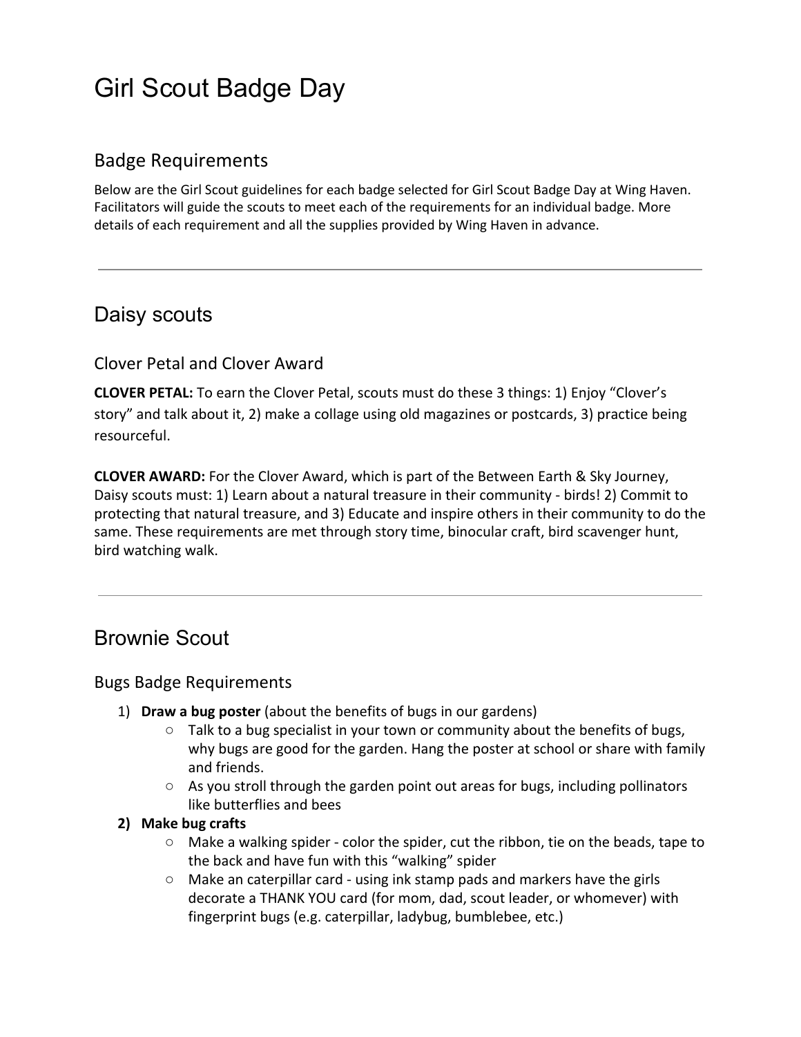# Girl Scout Badge Day

## Badge Requirements

Below are the Girl Scout guidelines for each badge selected for Girl Scout Badge Day at Wing Haven. Facilitators will guide the scouts to meet each of the requirements for an individual badge. More details of each requirement and all the supplies provided by Wing Haven in advance.

---

## Daisy scouts

### Clover Petal and Clover Award

**CLOVER PETAL:** To earn the Clover Petal, scouts must do these 3 things: 1) Enjoy "Clover's story" and talk about it, 2) make a collage using old magazines or postcards, 3) practice being resourceful.

**CLOVER AWARD:** For the Clover Award, which is part of the Between Earth & Sky Journey, Daisy scouts must: 1) Learn about a natural treasure in their community - birds! 2) Commit to protecting that natural treasure, and 3) Educate and inspire others in their community to do the same. These requirements are met through story time, binocular craft, bird scavenger hunt, bird watching walk.

---

## Brownie Scout

### Bugs Badge Requirements

1) **Draw a bug poster** (about the benefits of bugs in our gardens)
   - Talk to a bug specialist in your town or community about the benefits of bugs, why bugs are good for the garden. Hang the poster at school or share with family and friends.
   - As you stroll through the garden point out areas for bugs, including pollinators like butterflies and bees
2) **Make bug crafts**
   - Make a walking spider - color the spider, cut the ribbon, tie on the beads, tape to the back and have fun with this "walking" spider
   - Make an caterpillar card - using ink stamp pads and markers have the girls decorate a THANK YOU card (for mom, dad, scout leader, or whomever) with fingerprint bugs (e.g. caterpillar, ladybug, bumblebee, etc.)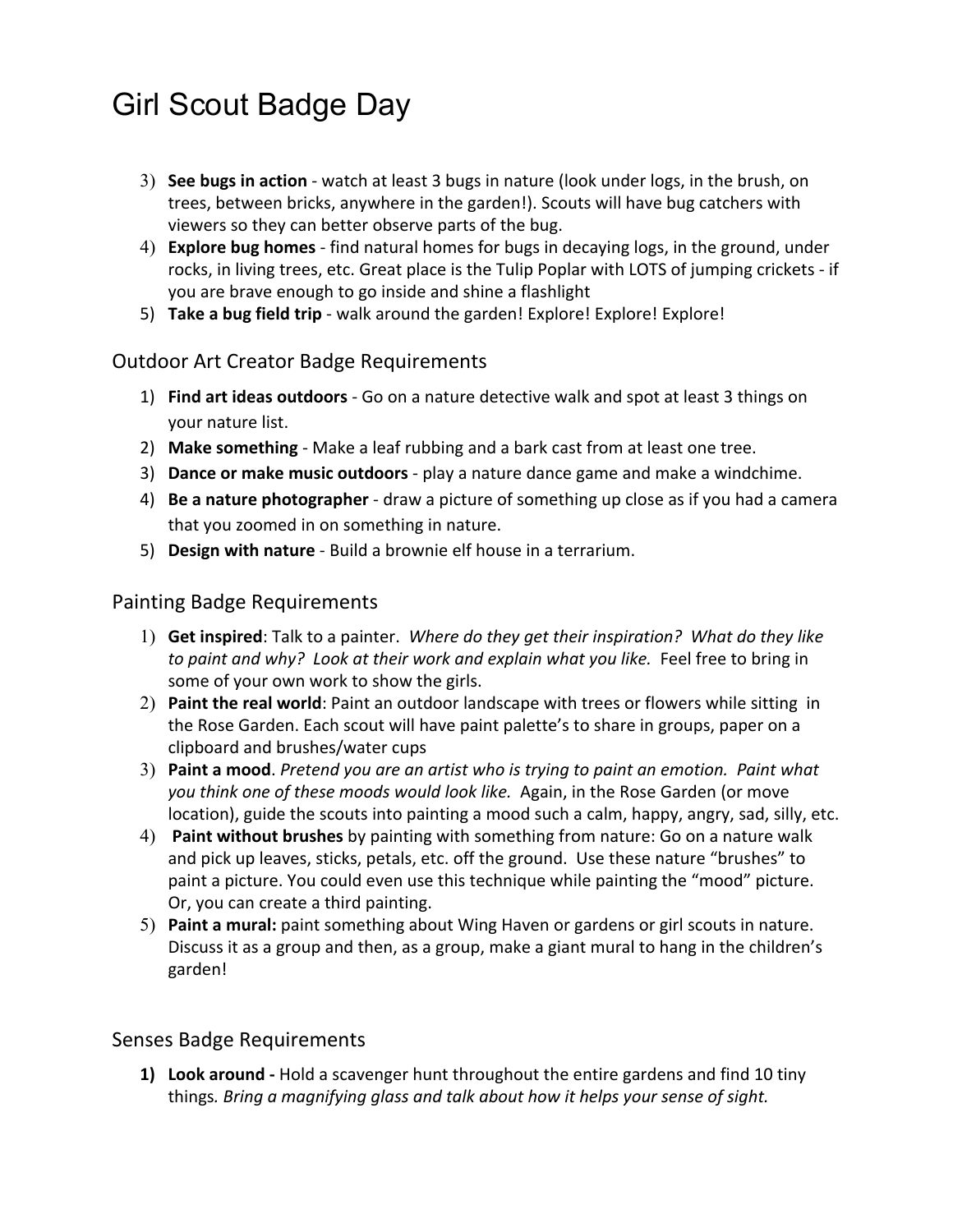# Girl Scout Badge Day

3) **See bugs in action** - watch at least 3 bugs in nature (look under logs, in the brush, on trees, between bricks, anywhere in the garden!). Scouts will have bug catchers with viewers so they can better observe parts of the bug.
4) **Explore bug homes** - find natural homes for bugs in decaying logs, in the ground, under rocks, in living trees, etc. Great place is the Tulip Poplar with LOTS of jumping crickets - if you are brave enough to go inside and shine a flashlight
5) **Take a bug field trip** - walk around the garden! Explore! Explore! Explore!

## Outdoor Art Creator Badge Requirements

1) **Find art ideas outdoors** - Go on a nature detective walk and spot at least 3 things on your nature list.
2) **Make something** - Make a leaf rubbing and a bark cast from at least one tree.
3) **Dance or make music outdoors** - play a nature dance game and make a windchime.
4) **Be a nature photographer** - draw a picture of something up close as if you had a camera that you zoomed in on something in nature.
5) **Design with nature** - Build a brownie elf house in a terrarium.

## Painting Badge Requirements

1) **Get inspired**: Talk to a painter. *Where do they get their inspiration? What do they like to paint and why? Look at their work and explain what you like.* Feel free to bring in some of your own work to show the girls.
2) **Paint the real world**: Paint an outdoor landscape with trees or flowers while sitting in the Rose Garden. Each scout will have paint palette's to share in groups, paper on a clipboard and brushes/water cups
3) **Paint a mood**. *Pretend you are an artist who is trying to paint an emotion. Paint what you think one of these moods would look like.* Again, in the Rose Garden (or move location), guide the scouts into painting a mood such a calm, happy, angry, sad, silly, etc.
4) **Paint without brushes** by painting with something from nature: Go on a nature walk and pick up leaves, sticks, petals, etc. off the ground. Use these nature "brushes" to paint a picture. You could even use this technique while painting the "mood" picture. Or, you can create a third painting.
5) **Paint a mural:** paint something about Wing Haven or gardens or girl scouts in nature. Discuss it as a group and then, as a group, make a giant mural to hang in the children's garden!

## Senses Badge Requirements

1) **Look around -** Hold a scavenger hunt throughout the entire gardens and find 10 tiny things*. Bring a magnifying glass and talk about how it helps your sense of sight.*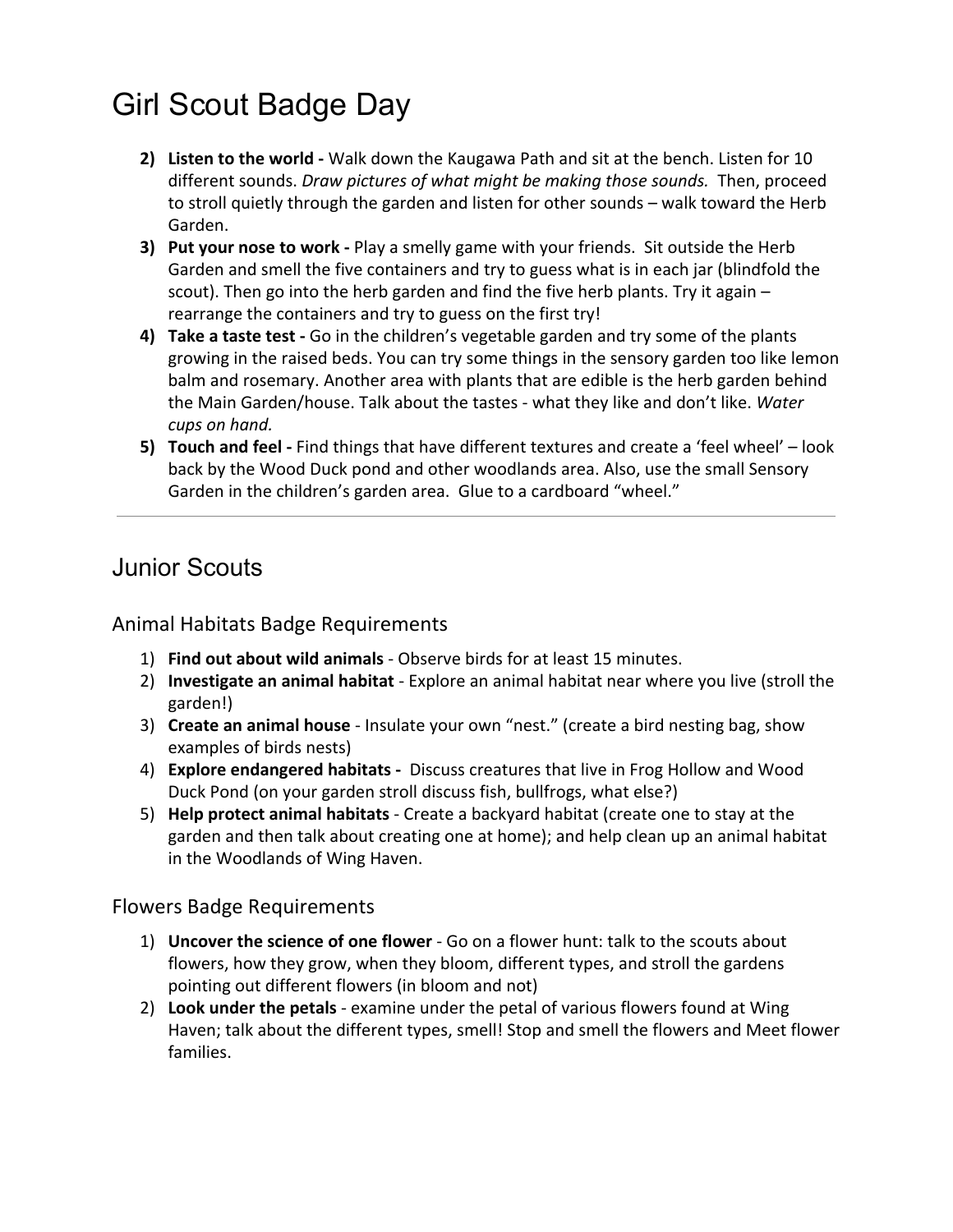# Girl Scout Badge Day

2) **Listen to the world -** Walk down the Kaugawa Path and sit at the bench. Listen for 10 different sounds. *Draw pictures of what might be making those sounds.* Then, proceed to stroll quietly through the garden and listen for other sounds – walk toward the Herb Garden.
3) **Put your nose to work -** Play a smelly game with your friends. Sit outside the Herb Garden and smell the five containers and try to guess what is in each jar (blindfold the scout). Then go into the herb garden and find the five herb plants. Try it again – rearrange the containers and try to guess on the first try!
4) **Take a taste test -** Go in the children's vegetable garden and try some of the plants growing in the raised beds. You can try some things in the sensory garden too like lemon balm and rosemary. Another area with plants that are edible is the herb garden behind the Main Garden/house. Talk about the tastes - what they like and don't like. *Water cups on hand.*
5) **Touch and feel -** Find things that have different textures and create a 'feel wheel' – look back by the Wood Duck pond and other woodlands area. Also, use the small Sensory Garden in the children's garden area. Glue to a cardboard "wheel."

---

## Junior Scouts

### Animal Habitats Badge Requirements

1) **Find out about wild animals** - Observe birds for at least 15 minutes.
2) **Investigate an animal habitat** - Explore an animal habitat near where you live (stroll the garden!)
3) **Create an animal house** - Insulate your own "nest." (create a bird nesting bag, show examples of birds nests)
4) **Explore endangered habitats -** Discuss creatures that live in Frog Hollow and Wood Duck Pond (on your garden stroll discuss fish, bullfrogs, what else?)
5) **Help protect animal habitats** - Create a backyard habitat (create one to stay at the garden and then talk about creating one at home); and help clean up an animal habitat in the Woodlands of Wing Haven.

### Flowers Badge Requirements

1) **Uncover the science of one flower** - Go on a flower hunt: talk to the scouts about flowers, how they grow, when they bloom, different types, and stroll the gardens pointing out different flowers (in bloom and not)
2) **Look under the petals** - examine under the petal of various flowers found at Wing Haven; talk about the different types, smell! Stop and smell the flowers and Meet flower families.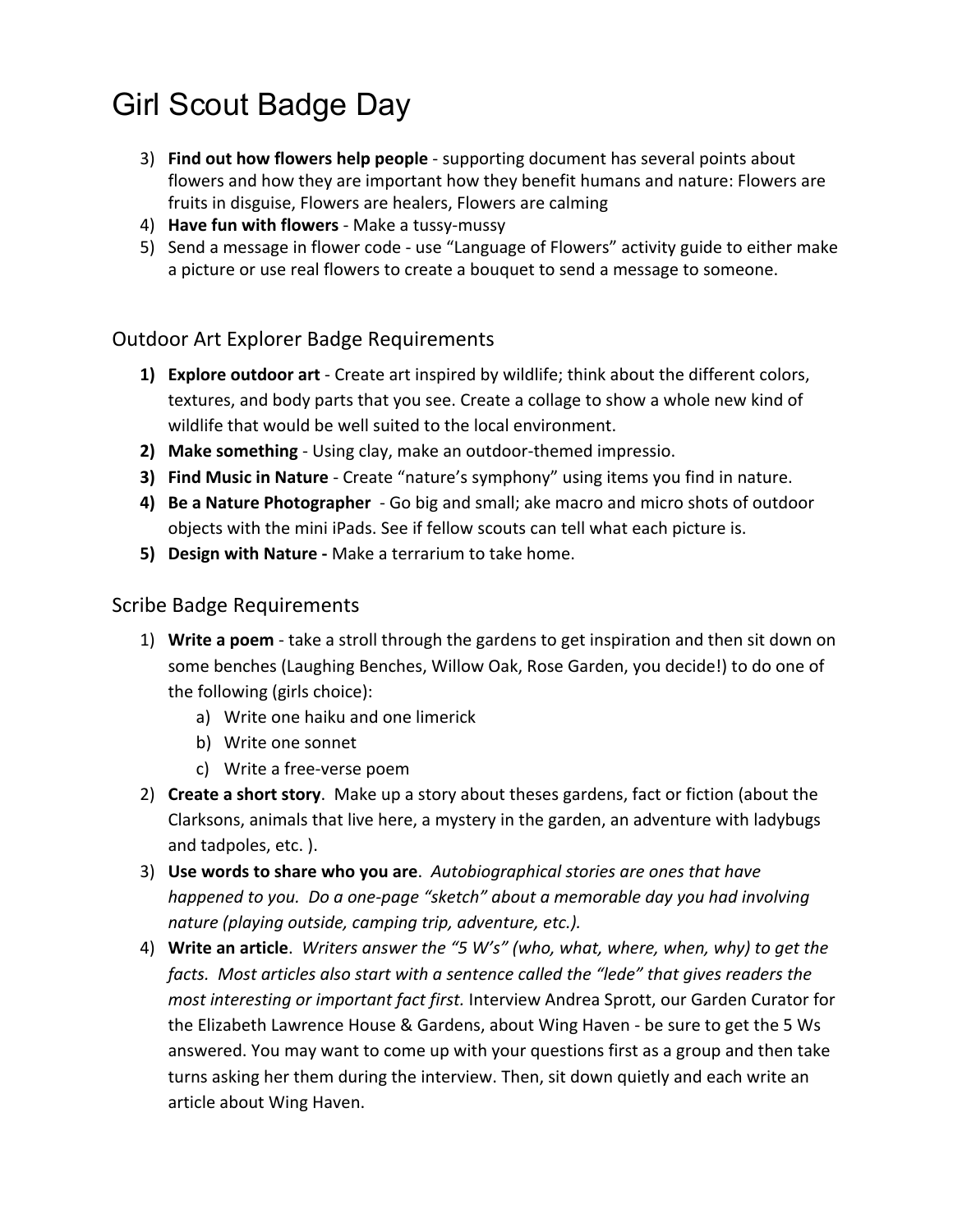# Girl Scout Badge Day

3) **Find out how flowers help people** - supporting document has several points about flowers and how they are important how they benefit humans and nature: Flowers are fruits in disguise, Flowers are healers, Flowers are calming
4) **Have fun with flowers** - Make a tussy-mussy
5) Send a message in flower code - use "Language of Flowers" activity guide to either make a picture or use real flowers to create a bouquet to send a message to someone.

## Outdoor Art Explorer Badge Requirements

1) **Explore outdoor art** - Create art inspired by wildlife; think about the different colors, textures, and body parts that you see. Create a collage to show a whole new kind of wildlife that would be well suited to the local environment.
2) **Make something** - Using clay, make an outdoor-themed impressio.
3) **Find Music in Nature** - Create "nature's symphony" using items you find in nature.
4) **Be a Nature Photographer** - Go big and small; ake macro and micro shots of outdoor objects with the mini iPads. See if fellow scouts can tell what each picture is.
5) **Design with Nature -** Make a terrarium to take home.

## Scribe Badge Requirements

1) **Write a poem** - take a stroll through the gardens to get inspiration and then sit down on some benches (Laughing Benches, Willow Oak, Rose Garden, you decide!) to do one of the following (girls choice):
   a) Write one haiku and one limerick
   b) Write one sonnet
   c) Write a free-verse poem
2) **Create a short story**. Make up a story about theses gardens, fact or fiction (about the Clarksons, animals that live here, a mystery in the garden, an adventure with ladybugs and tadpoles, etc. ).
3) **Use words to share who you are**. *Autobiographical stories are ones that have happened to you. Do a one-page "sketch" about a memorable day you had involving nature (playing outside, camping trip, adventure, etc.).*
4) **Write an article**. *Writers answer the "5 W's" (who, what, where, when, why) to get the facts. Most articles also start with a sentence called the "lede" that gives readers the most interesting or important fact first.* Interview Andrea Sprott, our Garden Curator for the Elizabeth Lawrence House & Gardens, about Wing Haven - be sure to get the 5 Ws answered. You may want to come up with your questions first as a group and then take turns asking her them during the interview. Then, sit down quietly and each write an article about Wing Haven.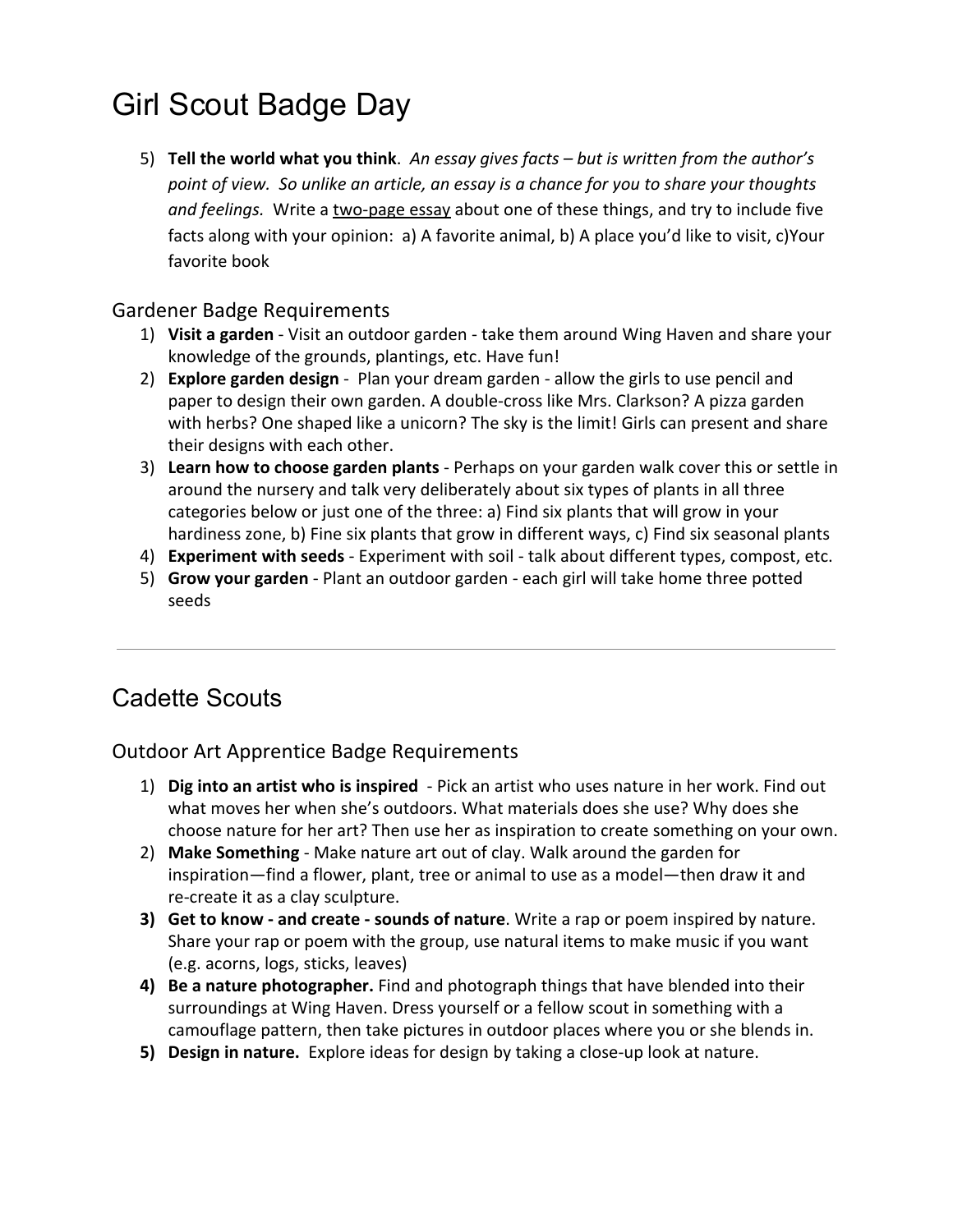# Girl Scout Badge Day

5) **Tell the world what you think**. *An essay gives facts – but is written from the author's point of view. So unlike an article, an essay is a chance for you to share your thoughts and feelings.* Write a <u>two-page essay</u> about one of these things, and try to include five facts along with your opinion: a) A favorite animal, b) A place you'd like to visit, c)Your favorite book

## Gardener Badge Requirements

1) **Visit a garden** - Visit an outdoor garden - take them around Wing Haven and share your knowledge of the grounds, plantings, etc. Have fun!
2) **Explore garden design** - Plan your dream garden - allow the girls to use pencil and paper to design their own garden. A double-cross like Mrs. Clarkson? A pizza garden with herbs? One shaped like a unicorn? The sky is the limit! Girls can present and share their designs with each other.
3) **Learn how to choose garden plants** - Perhaps on your garden walk cover this or settle in around the nursery and talk very deliberately about six types of plants in all three categories below or just one of the three: a) Find six plants that will grow in your hardiness zone, b) Fine six plants that grow in different ways, c) Find six seasonal plants
4) **Experiment with seeds** - Experiment with soil - talk about different types, compost, etc.
5) **Grow your garden** - Plant an outdoor garden - each girl will take home three potted seeds

---

# Cadette Scouts

## Outdoor Art Apprentice Badge Requirements

1) **Dig into an artist who is inspired** - Pick an artist who uses nature in her work. Find out what moves her when she's outdoors. What materials does she use? Why does she choose nature for her art? Then use her as inspiration to create something on your own.
2) **Make Something** - Make nature art out of clay. Walk around the garden for inspiration—find a flower, plant, tree or animal to use as a model—then draw it and re-create it as a clay sculpture.
3) **Get to know - and create - sounds of nature**. Write a rap or poem inspired by nature. Share your rap or poem with the group, use natural items to make music if you want (e.g. acorns, logs, sticks, leaves)
4) **Be a nature photographer.** Find and photograph things that have blended into their surroundings at Wing Haven. Dress yourself or a fellow scout in something with a camouflage pattern, then take pictures in outdoor places where you or she blends in.
5) **Design in nature.** Explore ideas for design by taking a close-up look at nature.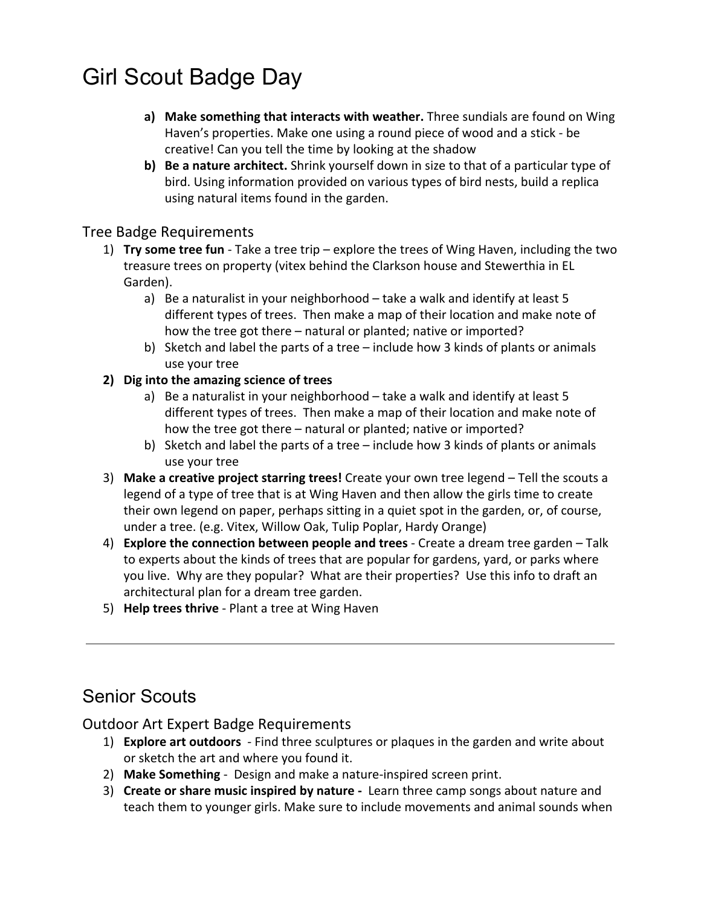# Girl Scout Badge Day

a) **Make something that interacts with weather.** Three sundials are found on Wing Haven's properties. Make one using a round piece of wood and a stick - be creative! Can you tell the time by looking at the shadow

b) **Be a nature architect.** Shrink yourself down in size to that of a particular type of bird. Using information provided on various types of bird nests, build a replica using natural items found in the garden.

## Tree Badge Requirements

1) **Try some tree fun** - Take a tree trip – explore the trees of Wing Haven, including the two treasure trees on property (vitex behind the Clarkson house and Stewerthia in EL Garden).
    a) Be a naturalist in your neighborhood – take a walk and identify at least 5 different types of trees. Then make a map of their location and make note of how the tree got there – natural or planted; native or imported?
    b) Sketch and label the parts of a tree – include how 3 kinds of plants or animals use your tree
2) **Dig into the amazing science of trees**
    a) Be a naturalist in your neighborhood – take a walk and identify at least 5 different types of trees. Then make a map of their location and make note of how the tree got there – natural or planted; native or imported?
    b) Sketch and label the parts of a tree – include how 3 kinds of plants or animals use your tree
3) **Make a creative project starring trees!** Create your own tree legend – Tell the scouts a legend of a type of tree that is at Wing Haven and then allow the girls time to create their own legend on paper, perhaps sitting in a quiet spot in the garden, or, of course, under a tree. (e.g. Vitex, Willow Oak, Tulip Poplar, Hardy Orange)
4) **Explore the connection between people and trees** - Create a dream tree garden – Talk to experts about the kinds of trees that are popular for gardens, yard, or parks where you live. Why are they popular? What are their properties? Use this info to draft an architectural plan for a dream tree garden.
5) **Help trees thrive** - Plant a tree at Wing Haven

---

# Senior Scouts

## Outdoor Art Expert Badge Requirements

1) **Explore art outdoors** - Find three sculptures or plaques in the garden and write about or sketch the art and where you found it.
2) **Make Something** - Design and make a nature-inspired screen print.
3) **Create or share music inspired by nature -** Learn three camp songs about nature and teach them to younger girls. Make sure to include movements and animal sounds when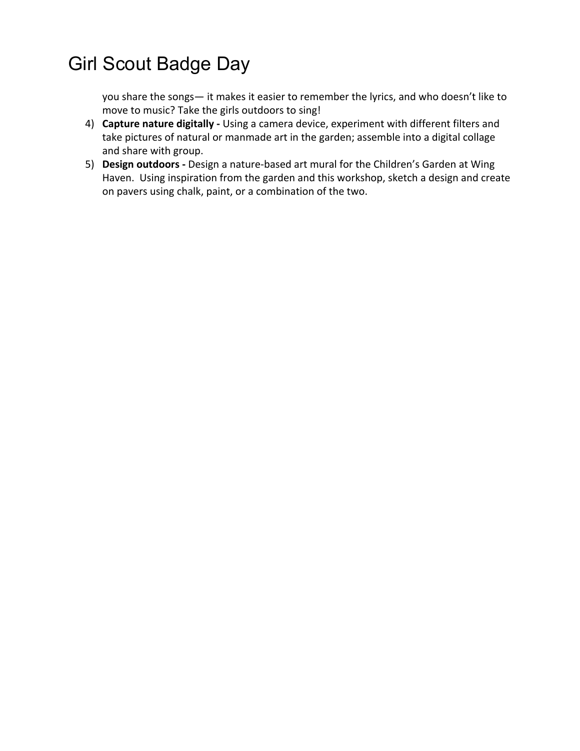you share the songs— it makes it easier to remember the lyrics, and who doesn't like to move to music? Take the girls outdoors to sing!

4) **Capture nature digitally -** Using a camera device, experiment with different filters and take pictures of natural or manmade art in the garden; assemble into a digital collage and share with group.
5) **Design outdoors -** Design a nature-based art mural for the Children's Garden at Wing Haven. Using inspiration from the garden and this workshop, sketch a design and create on pavers using chalk, paint, or a combination of the two.